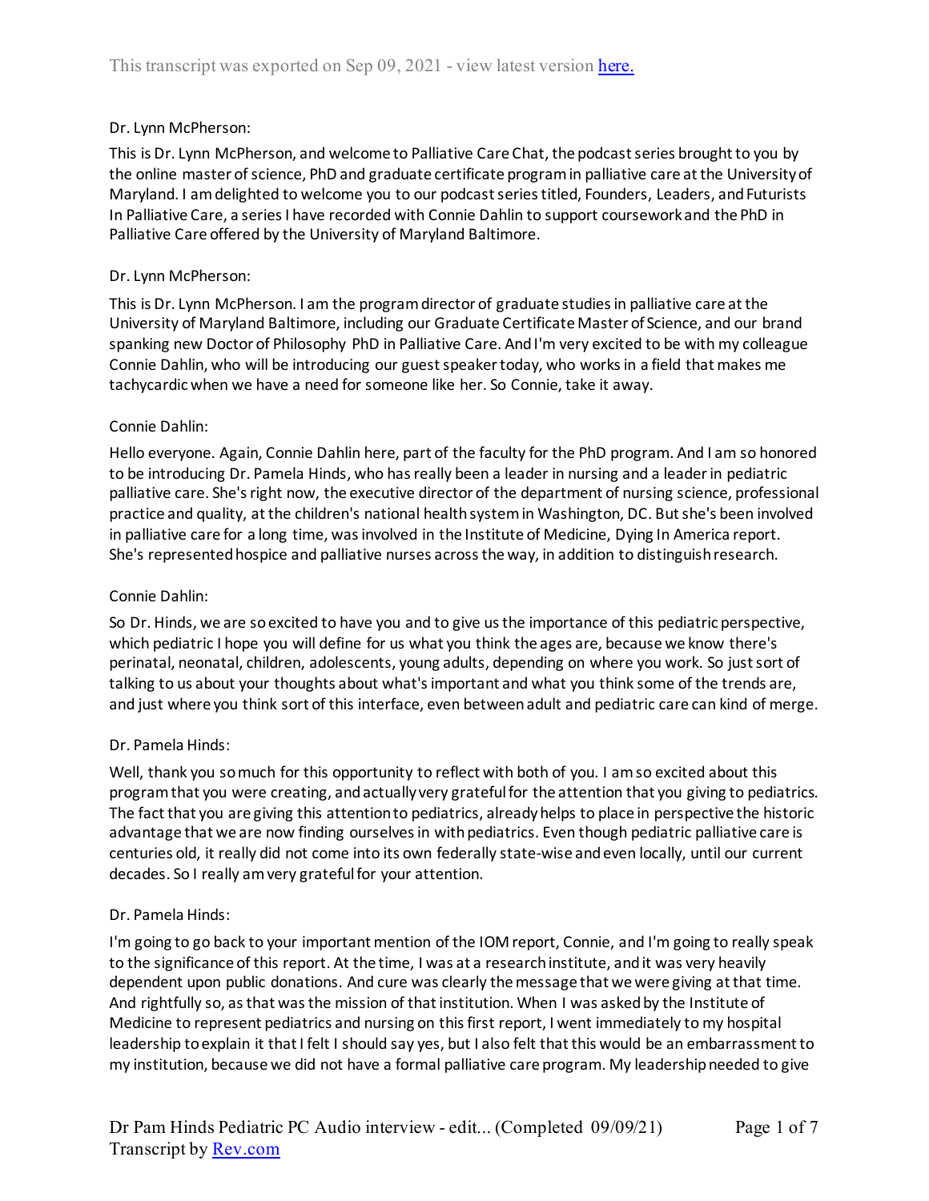Dr. Lynn McPherson:

This is Dr. Lynn McPherson, and welcome to Palliative Care Chat, the podcast series brought to you by the online master of science, PhD and graduate certificate program in palliative care at the University of Maryland. I am delighted to welcome you to our podcast series titled, Founders, Leaders, and Futurists In Palliative Care, a series I have recorded with Connie Dahlin to support coursework and the PhD in Palliative Care offered by the University of Maryland Baltimore.

Dr. Lynn McPherson:

This is Dr. Lynn McPherson. I am the program director of graduate studies in palliative care at the University of Maryland Baltimore, including our Graduate Certificate Master of Science, and our brand spanking new Doctor of Philosophy PhD in Palliative Care. And I'm very excited to be with my colleague Connie Dahlin, who will be introducing our guest speaker today, who works in a field that makes me tachycardic when we have a need for someone like her. So Connie, take it away.

Connie Dahlin:

Hello everyone. Again, Connie Dahlin here, part of the faculty for the PhD program. And I am so honored to be introducing Dr. Pamela Hinds, who has really been a leader in nursing and a leader in pediatric palliative care. She's right now, the executive director of the department of nursing science, professional practice and quality, at the children's national health system in Washington, DC. But she's been involved in palliative care for a long time, was involved in the Institute of Medicine, Dying In America report. She's represented hospice and palliative nurses across the way, in addition to distinguish research.

Connie Dahlin:

So Dr. Hinds, we are so excited to have you and to give us the importance of this pediatric perspective, which pediatric I hope you will define for us what you think the ages are, because we know there's perinatal, neonatal, children, adolescents, young adults, depending on where you work. So just sort of talking to us about your thoughts about what's important and what you think some of the trends are, and just where you think sort of this interface, even between adult and pediatric care can kind of merge.

Dr. Pamela Hinds:

Well, thank you so much for this opportunity to reflect with both of you. I am so excited about this program that you were creating, and actually very grateful for the attention that you giving to pediatrics. The fact that you are giving this attention to pediatrics, already helps to place in perspective the historic advantage that we are now finding ourselves in with pediatrics. Even though pediatric palliative care is centuries old, it really did not come into its own federally state-wise and even locally, until our current decades. So I really am very grateful for your attention.

Dr. Pamela Hinds:

I'm going to go back to your important mention of the IOM report, Connie, and I'm going to really speak to the significance of this report. At the time, I was at a research institute, and it was very heavily dependent upon public donations. And cure was clearly the message that we were giving at that time. And rightfully so, as that was the mission of that institution. When I was asked by the Institute of Medicine to represent pediatrics and nursing on this first report, I went immediately to my hospital leadership to explain it that I felt I should say yes, but I also felt that this would be an embarrassment to my institution, because we did not have a formal palliative care program. My leadership needed to give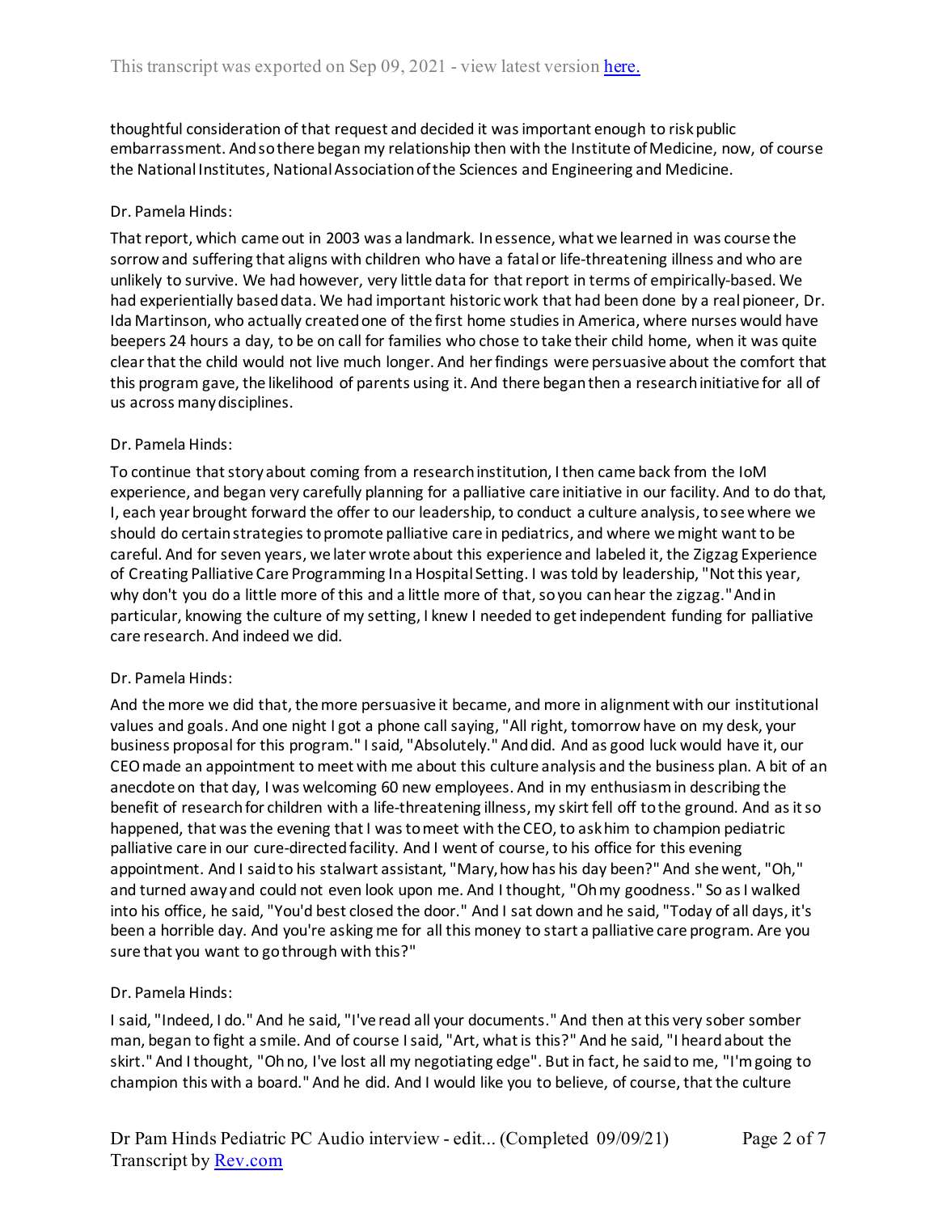thoughtful consideration of that request and decided it was important enough to risk public embarrassment. And so there began my relationship then with the Institute of Medicine, now, of course the National Institutes, National Association of the Sciences and Engineering and Medicine.

Dr. Pamela Hinds:

That report, which came out in 2003 was a landmark. In essence, what we learned in was course the sorrow and suffering that aligns with children who have a fatal or life-threatening illness and who are unlikely to survive. We had however, very little data for that report in terms of empirically-based. We had experientially based data. We had important historic work that had been done by a real pioneer, Dr. Ida Martinson, who actually created one of the first home studies in America, where nurses would have beepers 24 hours a day, to be on call for families who chose to take their child home, when it was quite clear that the child would not live much longer. And her findings were persuasive about the comfort that this program gave, the likelihood of parents using it. And there began then a research initiative for all of us across many disciplines.

Dr. Pamela Hinds:

To continue that story about coming from a research institution, I then came back from the IoM experience, and began very carefully planning for a palliative care initiative in our facility. And to do that, I, each year brought forward the offer to our leadership, to conduct a culture analysis, to see where we should do certain strategies to promote palliative care in pediatrics, and where we might want to be careful. And for seven years, we later wrote about this experience and labeled it, the Zigzag Experience of Creating Palliative Care Programming In a Hospital Setting. I was told by leadership, "Not this year, why don't you do a little more of this and a little more of that, so you can hear the zigzag." And in particular, knowing the culture of my setting, I knew I needed to get independent funding for palliative care research. And indeed we did.

Dr. Pamela Hinds:

And the more we did that, the more persuasive it became, and more in alignment with our institutional values and goals. And one night I got a phone call saying, "All right, tomorrow have on my desk, your business proposal for this program." I said, "Absolutely." And did. And as good luck would have it, our CEO made an appointment to meet with me about this culture analysis and the business plan. A bit of an anecdote on that day, I was welcoming 60 new employees. And in my enthusiasm in describing the benefit of research for children with a life-threatening illness, my skirt fell off to the ground. And as it so happened, that was the evening that I was to meet with the CEO, to ask him to champion pediatric palliative care in our cure-directed facility. And I went of course, to his office for this evening appointment. And I said to his stalwart assistant, "Mary, how has his day been?" And she went, "Oh," and turned away and could not even look upon me. And I thought, "Oh my goodness." So as I walked into his office, he said, "You'd best closed the door." And I sat down and he said, "Today of all days, it's been a horrible day. And you're asking me for all this money to start a palliative care program. Are you sure that you want to go through with this?"

Dr. Pamela Hinds:

I said, "Indeed, I do." And he said, "I've read all your documents." And then at this very sober somber man, began to fight a smile. And of course I said, "Art, what is this?" And he said, "I heard about the skirt." And I thought, "Oh no, I've lost all my negotiating edge". But in fact, he said to me, "I'm going to champion this with a board." And he did. And I would like you to believe, of course, that the culture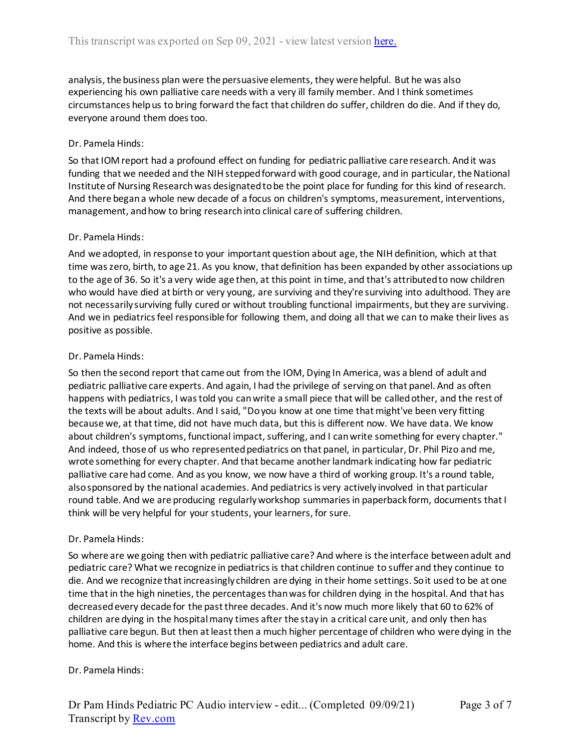analysis, the business plan were the persuasive elements, they were helpful. But he was also experiencing his own palliative care needs with a very ill family member. And I think sometimes circumstances help us to bring forward the fact that children do suffer, children do die. And if they do, everyone around them does too.

Dr. Pamela Hinds:

So that IOM report had a profound effect on funding for pediatric palliative care research. And it was funding that we needed and the NIH stepped forward with good courage, and in particular, the National Institute of Nursing Research was designated to be the point place for funding for this kind of research. And there began a whole new decade of a focus on children's symptoms, measurement, interventions, management, and how to bring research into clinical care of suffering children.

Dr. Pamela Hinds:

And we adopted, in response to your important question about age, the NIH definition, which at that time was zero, birth, to age 21. As you know, that definition has been expanded by other associations up to the age of 36. So it's a very wide age then, at this point in time, and that's attributed to now children who would have died at birth or very young, are surviving and they're surviving into adulthood. They are not necessarily surviving fully cured or without troubling functional impairments, but they are surviving. And we in pediatrics feel responsible for following them, and doing all that we can to make their lives as positive as possible.

Dr. Pamela Hinds:

So then the second report that came out from the IOM, Dying In America, was a blend of adult and pediatric palliative care experts. And again, I had the privilege of serving on that panel. And as often happens with pediatrics, I was told you can write a small piece that will be called other, and the rest of the texts will be about adults. And I said, "Do you know at one time that might've been very fitting because we, at that time, did not have much data, but this is different now. We have data. We know about children's symptoms, functional impact, suffering, and I can write something for every chapter." And indeed, those of us who represented pediatrics on that panel, in particular, Dr. Phil Pizo and me, wrote something for every chapter. And that became another landmark indicating how far pediatric palliative care had come. And as you know, we now have a third of working group. It's a round table, also sponsored by the national academies. And pediatrics is very actively involved in that particular round table. And we are producing regularly workshop summaries in paperback form, documents that I think will be very helpful for your students, your learners, for sure.

Dr. Pamela Hinds:

So where are we going then with pediatric palliative care? And where is the interface between adult and pediatric care? What we recognize in pediatrics is that children continue to suffer and they continue to die. And we recognize that increasingly children are dying in their home settings. So it used to be at one time that in the high nineties, the percentages than was for children dying in the hospital. And that has decreased every decade for the past three decades. And it's now much more likely that 60 to 62% of children are dying in the hospital many times after the stay in a critical care unit, and only then has palliative care begun. But then at least then a much higher percentage of children who were dying in the home. And this is where the interface begins between pediatrics and adult care.

Dr. Pamela Hinds: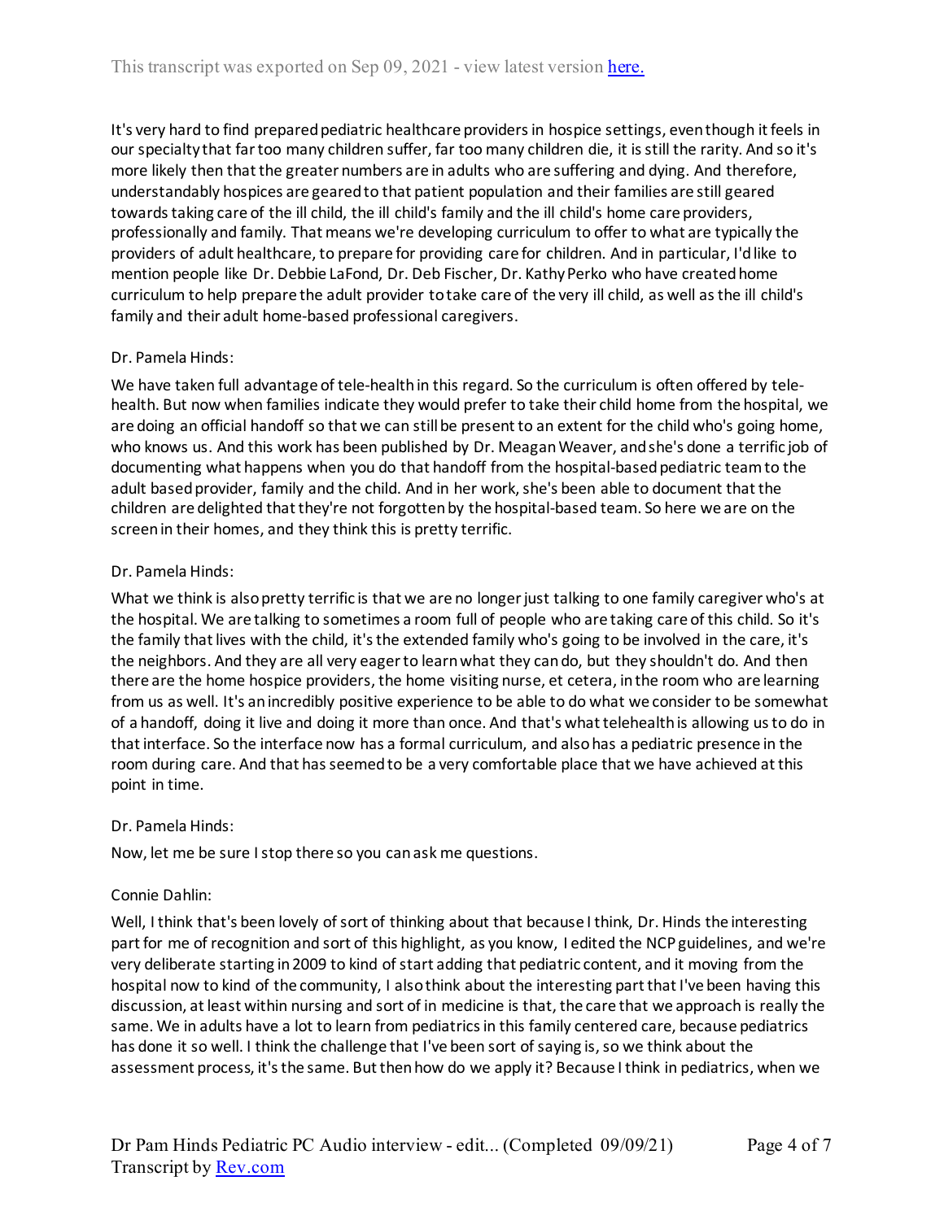It's very hard to find prepared pediatric healthcare providers in hospice settings, even though it feels in our specialty that far too many children suffer, far too many children die, it is still the rarity. And so it's more likely then that the greater numbers are in adults who are suffering and dying. And therefore, understandably hospices are geared to that patient population and their families are still geared towards taking care of the ill child, the ill child's family and the ill child's home care providers, professionally and family. That means we're developing curriculum to offer to what are typically the providers of adult healthcare, to prepare for providing care for children. And in particular, I'd like to mention people like Dr. Debbie LaFond, Dr. Deb Fischer, Dr. Kathy Perko who have created home curriculum to help prepare the adult provider to take care of the very ill child, as well as the ill child's family and their adult home-based professional caregivers.

Dr. Pamela Hinds:

We have taken full advantage of tele-health in this regard. So the curriculum is often offered by tele-health. But now when families indicate they would prefer to take their child home from the hospital, we are doing an official handoff so that we can still be present to an extent for the child who's going home, who knows us. And this work has been published by Dr. Meagan Weaver, and she's done a terrific job of documenting what happens when you do that handoff from the hospital-based pediatric team to the adult based provider, family and the child. And in her work, she's been able to document that the children are delighted that they're not forgotten by the hospital-based team. So here we are on the screen in their homes, and they think this is pretty terrific.

Dr. Pamela Hinds:

What we think is also pretty terrific is that we are no longer just talking to one family caregiver who's at the hospital. We are talking to sometimes a room full of people who are taking care of this child. So it's the family that lives with the child, it's the extended family who's going to be involved in the care, it's the neighbors. And they are all very eager to learn what they can do, but they shouldn't do. And then there are the home hospice providers, the home visiting nurse, et cetera, in the room who are learning from us as well. It's an incredibly positive experience to be able to do what we consider to be somewhat of a handoff, doing it live and doing it more than once. And that's what telehealth is allowing us to do in that interface. So the interface now has a formal curriculum, and also has a pediatric presence in the room during care. And that has seemed to be a very comfortable place that we have achieved at this point in time.

Dr. Pamela Hinds:

Now, let me be sure I stop there so you can ask me questions.

Connie Dahlin:

Well, I think that's been lovely of sort of thinking about that because I think, Dr. Hinds the interesting part for me of recognition and sort of this highlight, as you know, I edited the NCP guidelines, and we're very deliberate starting in 2009 to kind of start adding that pediatric content, and it moving from the hospital now to kind of the community, I also think about the interesting part that I've been having this discussion, at least within nursing and sort of in medicine is that, the care that we approach is really the same. We in adults have a lot to learn from pediatrics in this family centered care, because pediatrics has done it so well. I think the challenge that I've been sort of saying is, so we think about the assessment process, it's the same. But then how do we apply it? Because I think in pediatrics, when we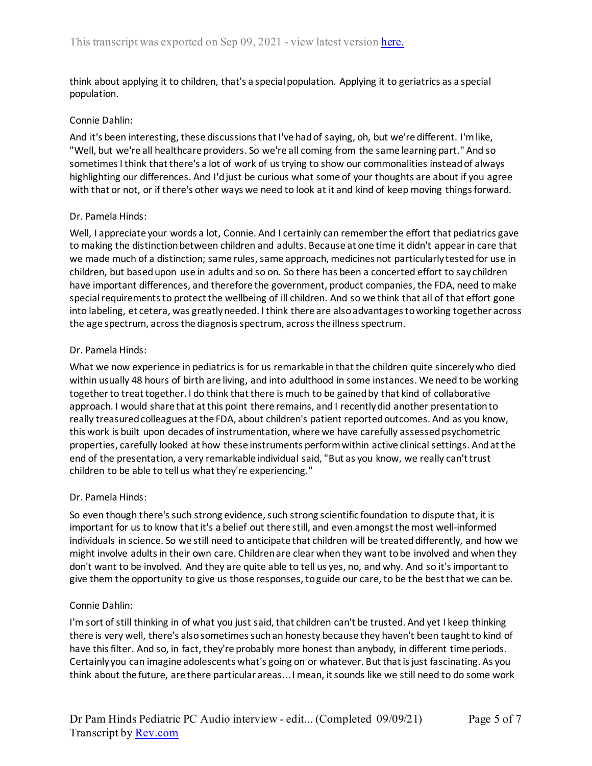think about applying it to children, that's a special population. Applying it to geriatrics as a special population.

Connie Dahlin:

And it's been interesting, these discussions that I've had of saying, oh, but we're different. I'm like, "Well, but we're all healthcare providers. So we're all coming from the same learning part." And so sometimes I think that there's a lot of work of us trying to show our commonalities instead of always highlighting our differences. And I'd just be curious what some of your thoughts are about if you agree with that or not, or if there's other ways we need to look at it and kind of keep moving things forward.

Dr. Pamela Hinds:

Well, I appreciate your words a lot, Connie. And I certainly can remember the effort that pediatrics gave to making the distinction between children and adults. Because at one time it didn't appear in care that we made much of a distinction; same rules, same approach, medicines not particularly tested for use in children, but based upon use in adults and so on. So there has been a concerted effort to say children have important differences, and therefore the government, product companies, the FDA, need to make special requirements to protect the wellbeing of ill children. And so we think that all of that effort gone into labeling, et cetera, was greatly needed. I think there are also advantages to working together across the age spectrum, across the diagnosis spectrum, across the illness spectrum.

Dr. Pamela Hinds:

What we now experience in pediatrics is for us remarkable in that the children quite sincerely who died within usually 48 hours of birth are living, and into adulthood in some instances. We need to be working together to treat together. I do think that there is much to be gained by that kind of collaborative approach. I would share that at this point there remains, and I recently did another presentation to really treasured colleagues at the FDA, about children's patient reported outcomes. And as you know, this work is built upon decades of instrumentation, where we have carefully assessed psychometric properties, carefully looked at how these instruments perform within active clinical settings. And at the end of the presentation, a very remarkable individual said, "But as you know, we really can't trust children to be able to tell us what they're experiencing."

Dr. Pamela Hinds:

So even though there's such strong evidence, such strong scientific foundation to dispute that, it is important for us to know that it's a belief out there still, and even amongst the most well-informed individuals in science. So we still need to anticipate that children will be treated differently, and how we might involve adults in their own care. Children are clear when they want to be involved and when they don't want to be involved. And they are quite able to tell us yes, no, and why. And so it's important to give them the opportunity to give us those responses, to guide our care, to be the best that we can be.

Connie Dahlin:

I'm sort of still thinking in of what you just said, that children can't be trusted. And yet I keep thinking there is very well, there's also sometimes such an honesty because they haven't been taught to kind of have this filter. And so, in fact, they're probably more honest than anybody, in different time periods. Certainly you can imagine adolescents what's going on or whatever. But that is just fascinating. As you think about the future, are there particular areas... I mean, it sounds like we still need to do some work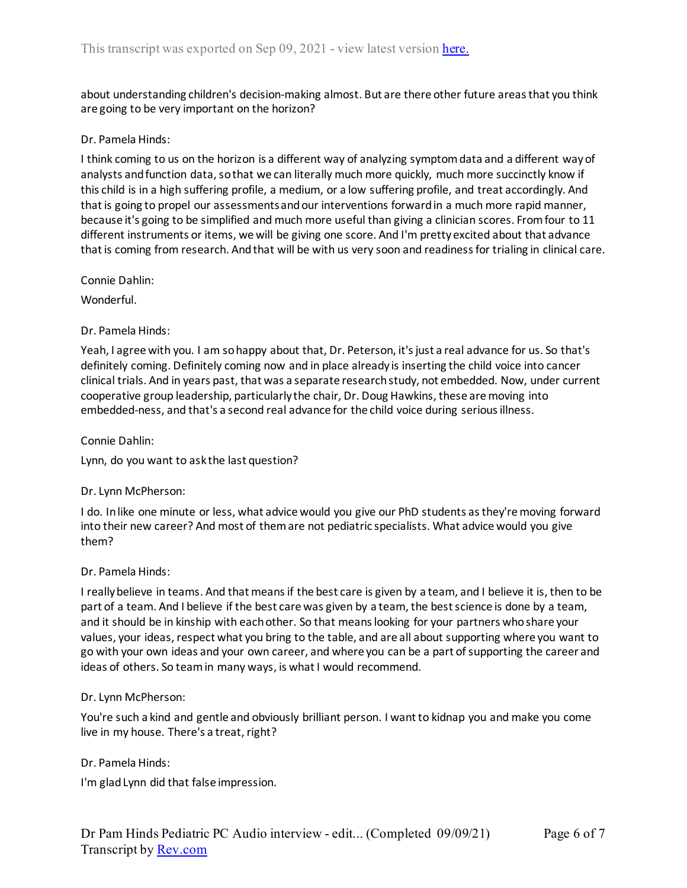about understanding children's decision-making almost. But are there other future areas that you think are going to be very important on the horizon?

Dr. Pamela Hinds:

I think coming to us on the horizon is a different way of analyzing symptom data and a different way of analysts and function data, so that we can literally much more quickly, much more succinctly know if this child is in a high suffering profile, a medium, or a low suffering profile, and treat accordingly. And that is going to propel our assessments and our interventions forward in a much more rapid manner, because it's going to be simplified and much more useful than giving a clinician scores. From four to 11 different instruments or items, we will be giving one score. And I'm pretty excited about that advance that is coming from research. And that will be with us very soon and readiness for trialing in clinical care.

Connie Dahlin:

Wonderful.

Dr. Pamela Hinds:

Yeah, I agree with you. I am so happy about that, Dr. Peterson, it's just a real advance for us. So that's definitely coming. Definitely coming now and in place already is inserting the child voice into cancer clinical trials. And in years past, that was a separate research study, not embedded. Now, under current cooperative group leadership, particularly the chair, Dr. Doug Hawkins, these are moving into embedded-ness, and that's a second real advance for the child voice during serious illness.

Connie Dahlin:

Lynn, do you want to ask the last question?

Dr. Lynn McPherson:

I do. In like one minute or less, what advice would you give our PhD students as they're moving forward into their new career? And most of them are not pediatric specialists. What advice would you give them?

Dr. Pamela Hinds:

I really believe in teams. And that means if the best care is given by a team, and I believe it is, then to be part of a team. And I believe if the best care was given by a team, the best science is done by a team, and it should be in kinship with each other. So that means looking for your partners who share your values, your ideas, respect what you bring to the table, and are all about supporting where you want to go with your own ideas and your own career, and where you can be a part of supporting the career and ideas of others. So team in many ways, is what I would recommend.

Dr. Lynn McPherson:

You're such a kind and gentle and obviously brilliant person. I want to kidnap you and make you come live in my house. There's a treat, right?

Dr. Pamela Hinds:

I'm glad Lynn did that false impression.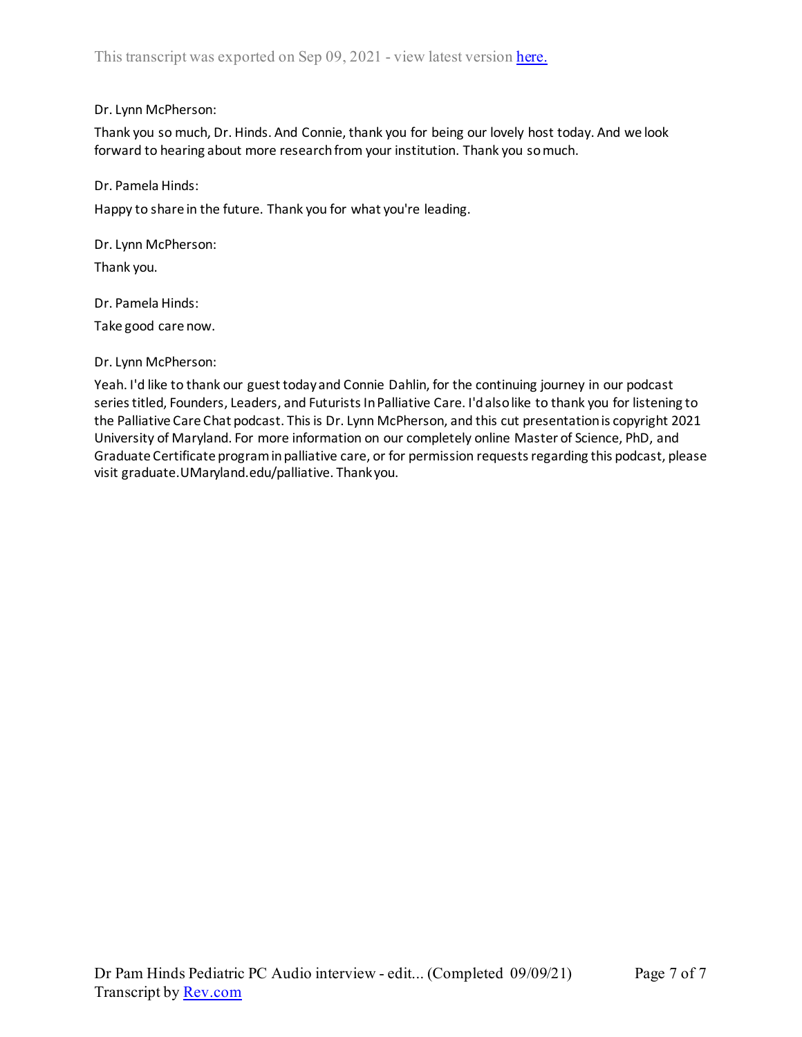Dr. Lynn McPherson:

Thank you so much, Dr. Hinds. And Connie, thank you for being our lovely host today. And we look forward to hearing about more research from your institution. Thank you so much.

Dr. Pamela Hinds:

Happy to share in the future. Thank you for what you're leading.

Dr. Lynn McPherson:

Thank you.

Dr. Pamela Hinds:

Take good care now.

Dr. Lynn McPherson:

Yeah. I'd like to thank our guest today and Connie Dahlin, for the continuing journey in our podcast series titled, Founders, Leaders, and Futurists In Palliative Care. I'd also like to thank you for listening to the Palliative Care Chat podcast. This is Dr. Lynn McPherson, and this cut presentation is copyright 2021 University of Maryland. For more information on our completely online Master of Science, PhD, and Graduate Certificate program in palliative care, or for permission requests regarding this podcast, please visit graduate.UMaryland.edu/palliative. Thank you.